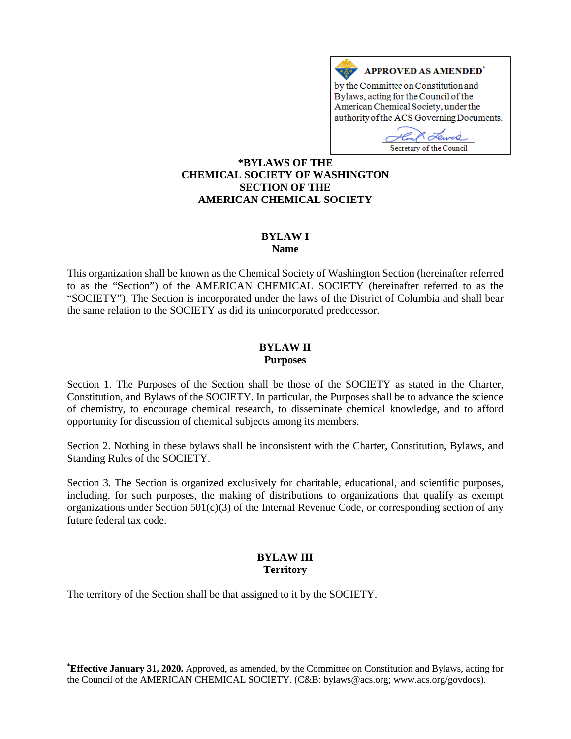**APPROVED AS AMENDED***
by the Committee on Constitution and Bylaws, acting for the Council of the American Chemical Society, under the authority of the ACS Governing Documents.

Secretary of the Council

# *BYLAWS OF THE CHEMICAL SOCIETY OF WASHINGTON SECTION OF THE AMERICAN CHEMICAL SOCIETY

## BYLAW I
### Name

This organization shall be known as the Chemical Society of Washington Section (hereinafter referred to as the "Section") of the AMERICAN CHEMICAL SOCIETY (hereinafter referred to as the "SOCIETY"). The Section is incorporated under the laws of the District of Columbia and shall bear the same relation to the SOCIETY as did its unincorporated predecessor.

## BYLAW II
### Purposes

Section 1. The Purposes of the Section shall be those of the SOCIETY as stated in the Charter, Constitution, and Bylaws of the SOCIETY. In particular, the Purposes shall be to advance the science of chemistry, to encourage chemical research, to disseminate chemical knowledge, and to afford opportunity for discussion of chemical subjects among its members.

Section 2. Nothing in these bylaws shall be inconsistent with the Charter, Constitution, Bylaws, and Standing Rules of the SOCIETY.

Section 3. The Section is organized exclusively for charitable, educational, and scientific purposes, including, for such purposes, the making of distributions to organizations that qualify as exempt organizations under Section 501(c)(3) of the Internal Revenue Code, or corresponding section of any future federal tax code.

## BYLAW III
### Territory

The territory of the Section shall be that assigned to it by the SOCIETY.

---

***Effective January 31, 2020.** Approved, as amended, by the Committee on Constitution and Bylaws, acting for the Council of the AMERICAN CHEMICAL SOCIETY. (C&B: bylaws@acs.org; www.acs.org/govdocs).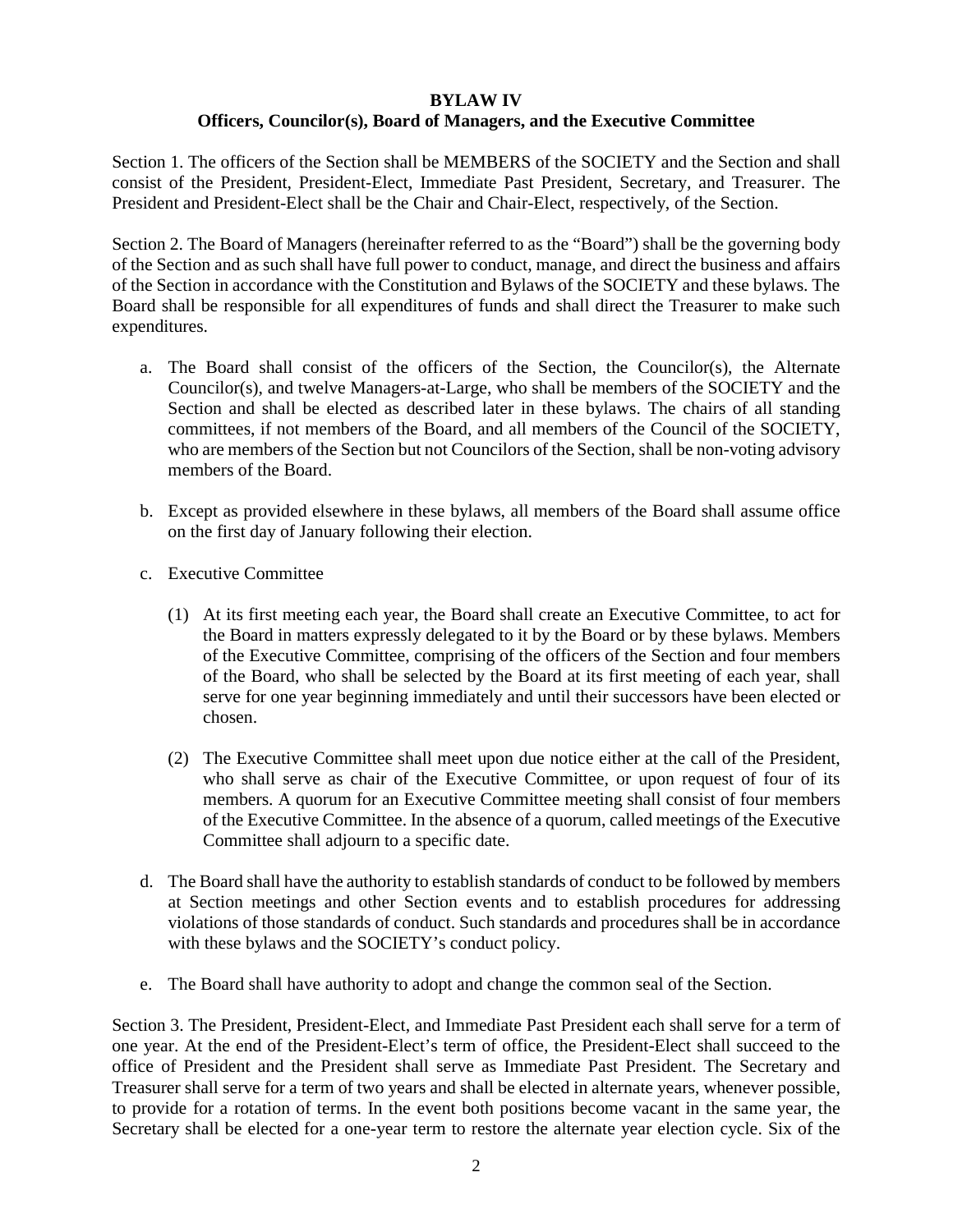**BYLAW IV**
**Officers, Councilor(s), Board of Managers, and the Executive Committee**

Section 1. The officers of the Section shall be MEMBERS of the SOCIETY and the Section and shall consist of the President, President-Elect, Immediate Past President, Secretary, and Treasurer. The President and President-Elect shall be the Chair and Chair-Elect, respectively, of the Section.

Section 2. The Board of Managers (hereinafter referred to as the "Board") shall be the governing body of the Section and as such shall have full power to conduct, manage, and direct the business and affairs of the Section in accordance with the Constitution and Bylaws of the SOCIETY and these bylaws. The Board shall be responsible for all expenditures of funds and shall direct the Treasurer to make such expenditures.

a. The Board shall consist of the officers of the Section, the Councilor(s), the Alternate Councilor(s), and twelve Managers-at-Large, who shall be members of the SOCIETY and the Section and shall be elected as described later in these bylaws. The chairs of all standing committees, if not members of the Board, and all members of the Council of the SOCIETY, who are members of the Section but not Councilors of the Section, shall be non-voting advisory members of the Board.

b. Except as provided elsewhere in these bylaws, all members of the Board shall assume office on the first day of January following their election.

c. Executive Committee

(1) At its first meeting each year, the Board shall create an Executive Committee, to act for the Board in matters expressly delegated to it by the Board or by these bylaws. Members of the Executive Committee, comprising of the officers of the Section and four members of the Board, who shall be selected by the Board at its first meeting of each year, shall serve for one year beginning immediately and until their successors have been elected or chosen.

(2) The Executive Committee shall meet upon due notice either at the call of the President, who shall serve as chair of the Executive Committee, or upon request of four of its members. A quorum for an Executive Committee meeting shall consist of four members of the Executive Committee. In the absence of a quorum, called meetings of the Executive Committee shall adjourn to a specific date.

d. The Board shall have the authority to establish standards of conduct to be followed by members at Section meetings and other Section events and to establish procedures for addressing violations of those standards of conduct. Such standards and procedures shall be in accordance with these bylaws and the SOCIETY's conduct policy.

e. The Board shall have authority to adopt and change the common seal of the Section.

Section 3. The President, President-Elect, and Immediate Past President each shall serve for a term of one year. At the end of the President-Elect's term of office, the President-Elect shall succeed to the office of President and the President shall serve as Immediate Past President. The Secretary and Treasurer shall serve for a term of two years and shall be elected in alternate years, whenever possible, to provide for a rotation of terms. In the event both positions become vacant in the same year, the Secretary shall be elected for a one-year term to restore the alternate year election cycle. Six of the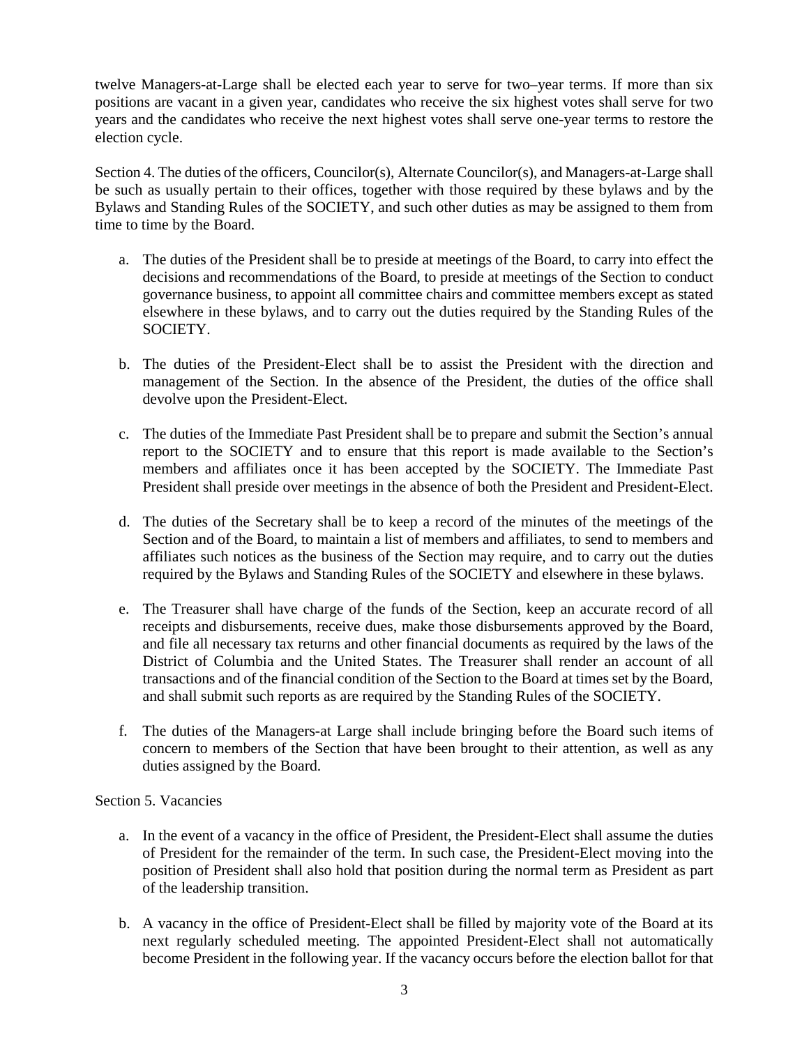twelve Managers-at-Large shall be elected each year to serve for two–year terms. If more than six positions are vacant in a given year, candidates who receive the six highest votes shall serve for two years and the candidates who receive the next highest votes shall serve one-year terms to restore the election cycle.

Section 4. The duties of the officers, Councilor(s), Alternate Councilor(s), and Managers-at-Large shall be such as usually pertain to their offices, together with those required by these bylaws and by the Bylaws and Standing Rules of the SOCIETY, and such other duties as may be assigned to them from time to time by the Board.

a. The duties of the President shall be to preside at meetings of the Board, to carry into effect the decisions and recommendations of the Board, to preside at meetings of the Section to conduct governance business, to appoint all committee chairs and committee members except as stated elsewhere in these bylaws, and to carry out the duties required by the Standing Rules of the SOCIETY.

b. The duties of the President-Elect shall be to assist the President with the direction and management of the Section. In the absence of the President, the duties of the office shall devolve upon the President-Elect.

c. The duties of the Immediate Past President shall be to prepare and submit the Section's annual report to the SOCIETY and to ensure that this report is made available to the Section's members and affiliates once it has been accepted by the SOCIETY. The Immediate Past President shall preside over meetings in the absence of both the President and President-Elect.

d. The duties of the Secretary shall be to keep a record of the minutes of the meetings of the Section and of the Board, to maintain a list of members and affiliates, to send to members and affiliates such notices as the business of the Section may require, and to carry out the duties required by the Bylaws and Standing Rules of the SOCIETY and elsewhere in these bylaws.

e. The Treasurer shall have charge of the funds of the Section, keep an accurate record of all receipts and disbursements, receive dues, make those disbursements approved by the Board, and file all necessary tax returns and other financial documents as required by the laws of the District of Columbia and the United States. The Treasurer shall render an account of all transactions and of the financial condition of the Section to the Board at times set by the Board, and shall submit such reports as are required by the Standing Rules of the SOCIETY.

f. The duties of the Managers-at Large shall include bringing before the Board such items of concern to members of the Section that have been brought to their attention, as well as any duties assigned by the Board.

Section 5. Vacancies

a. In the event of a vacancy in the office of President, the President-Elect shall assume the duties of President for the remainder of the term. In such case, the President-Elect moving into the position of President shall also hold that position during the normal term as President as part of the leadership transition.

b. A vacancy in the office of President-Elect shall be filled by majority vote of the Board at its next regularly scheduled meeting. The appointed President-Elect shall not automatically become President in the following year. If the vacancy occurs before the election ballot for that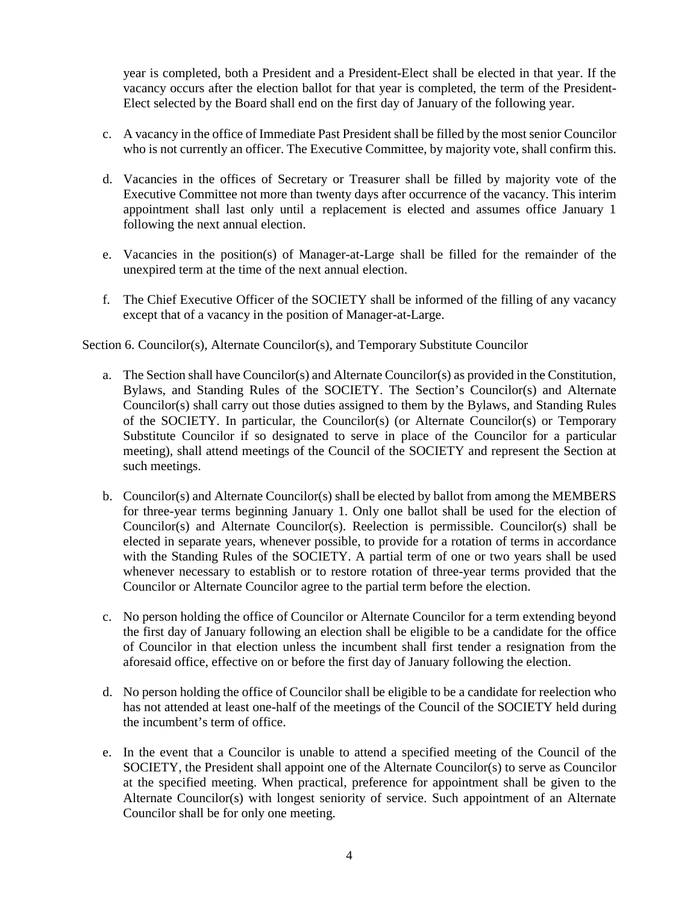year is completed, both a President and a President-Elect shall be elected in that year. If the vacancy occurs after the election ballot for that year is completed, the term of the President-Elect selected by the Board shall end on the first day of January of the following year.

c. A vacancy in the office of Immediate Past President shall be filled by the most senior Councilor who is not currently an officer. The Executive Committee, by majority vote, shall confirm this.

d. Vacancies in the offices of Secretary or Treasurer shall be filled by majority vote of the Executive Committee not more than twenty days after occurrence of the vacancy. This interim appointment shall last only until a replacement is elected and assumes office January 1 following the next annual election.

e. Vacancies in the position(s) of Manager-at-Large shall be filled for the remainder of the unexpired term at the time of the next annual election.

f. The Chief Executive Officer of the SOCIETY shall be informed of the filling of any vacancy except that of a vacancy in the position of Manager-at-Large.

Section 6. Councilor(s), Alternate Councilor(s), and Temporary Substitute Councilor

a. The Section shall have Councilor(s) and Alternate Councilor(s) as provided in the Constitution, Bylaws, and Standing Rules of the SOCIETY. The Section's Councilor(s) and Alternate Councilor(s) shall carry out those duties assigned to them by the Bylaws, and Standing Rules of the SOCIETY. In particular, the Councilor(s) (or Alternate Councilor(s) or Temporary Substitute Councilor if so designated to serve in place of the Councilor for a particular meeting), shall attend meetings of the Council of the SOCIETY and represent the Section at such meetings.

b. Councilor(s) and Alternate Councilor(s) shall be elected by ballot from among the MEMBERS for three-year terms beginning January 1. Only one ballot shall be used for the election of Councilor(s) and Alternate Councilor(s). Reelection is permissible. Councilor(s) shall be elected in separate years, whenever possible, to provide for a rotation of terms in accordance with the Standing Rules of the SOCIETY. A partial term of one or two years shall be used whenever necessary to establish or to restore rotation of three-year terms provided that the Councilor or Alternate Councilor agree to the partial term before the election.

c. No person holding the office of Councilor or Alternate Councilor for a term extending beyond the first day of January following an election shall be eligible to be a candidate for the office of Councilor in that election unless the incumbent shall first tender a resignation from the aforesaid office, effective on or before the first day of January following the election.

d. No person holding the office of Councilor shall be eligible to be a candidate for reelection who has not attended at least one-half of the meetings of the Council of the SOCIETY held during the incumbent's term of office.

e. In the event that a Councilor is unable to attend a specified meeting of the Council of the SOCIETY, the President shall appoint one of the Alternate Councilor(s) to serve as Councilor at the specified meeting. When practical, preference for appointment shall be given to the Alternate Councilor(s) with longest seniority of service. Such appointment of an Alternate Councilor shall be for only one meeting.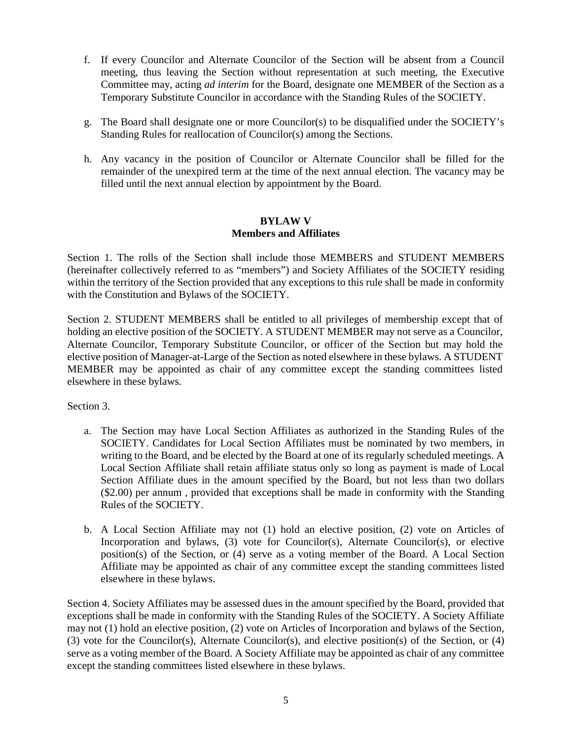f. If every Councilor and Alternate Councilor of the Section will be absent from a Council meeting, thus leaving the Section without representation at such meeting, the Executive Committee may, acting *ad interim* for the Board, designate one MEMBER of the Section as a Temporary Substitute Councilor in accordance with the Standing Rules of the SOCIETY.

g. The Board shall designate one or more Councilor(s) to be disqualified under the SOCIETY's Standing Rules for reallocation of Councilor(s) among the Sections.

h. Any vacancy in the position of Councilor or Alternate Councilor shall be filled for the remainder of the unexpired term at the time of the next annual election. The vacancy may be filled until the next annual election by appointment by the Board.

## BYLAW V
## Members and Affiliates

Section 1. The rolls of the Section shall include those MEMBERS and STUDENT MEMBERS (hereinafter collectively referred to as "members") and Society Affiliates of the SOCIETY residing within the territory of the Section provided that any exceptions to this rule shall be made in conformity with the Constitution and Bylaws of the SOCIETY.

Section 2. STUDENT MEMBERS shall be entitled to all privileges of membership except that of holding an elective position of the SOCIETY. A STUDENT MEMBER may not serve as a Councilor, Alternate Councilor, Temporary Substitute Councilor, or officer of the Section but may hold the elective position of Manager-at-Large of the Section as noted elsewhere in these bylaws. A STUDENT MEMBER may be appointed as chair of any committee except the standing committees listed elsewhere in these bylaws.

Section 3.

a. The Section may have Local Section Affiliates as authorized in the Standing Rules of the SOCIETY. Candidates for Local Section Affiliates must be nominated by two members, in writing to the Board, and be elected by the Board at one of its regularly scheduled meetings. A Local Section Affiliate shall retain affiliate status only so long as payment is made of Local Section Affiliate dues in the amount specified by the Board, but not less than two dollars ($2.00) per annum , provided that exceptions shall be made in conformity with the Standing Rules of the SOCIETY.

b. A Local Section Affiliate may not (1) hold an elective position, (2) vote on Articles of Incorporation and bylaws, (3) vote for Councilor(s), Alternate Councilor(s), or elective position(s) of the Section, or (4) serve as a voting member of the Board. A Local Section Affiliate may be appointed as chair of any committee except the standing committees listed elsewhere in these bylaws.

Section 4. Society Affiliates may be assessed dues in the amount specified by the Board, provided that exceptions shall be made in conformity with the Standing Rules of the SOCIETY. A Society Affiliate may not (1) hold an elective position, (2) vote on Articles of Incorporation and bylaws of the Section, (3) vote for the Councilor(s), Alternate Councilor(s), and elective position(s) of the Section, or (4) serve as a voting member of the Board. A Society Affiliate may be appointed as chair of any committee except the standing committees listed elsewhere in these bylaws.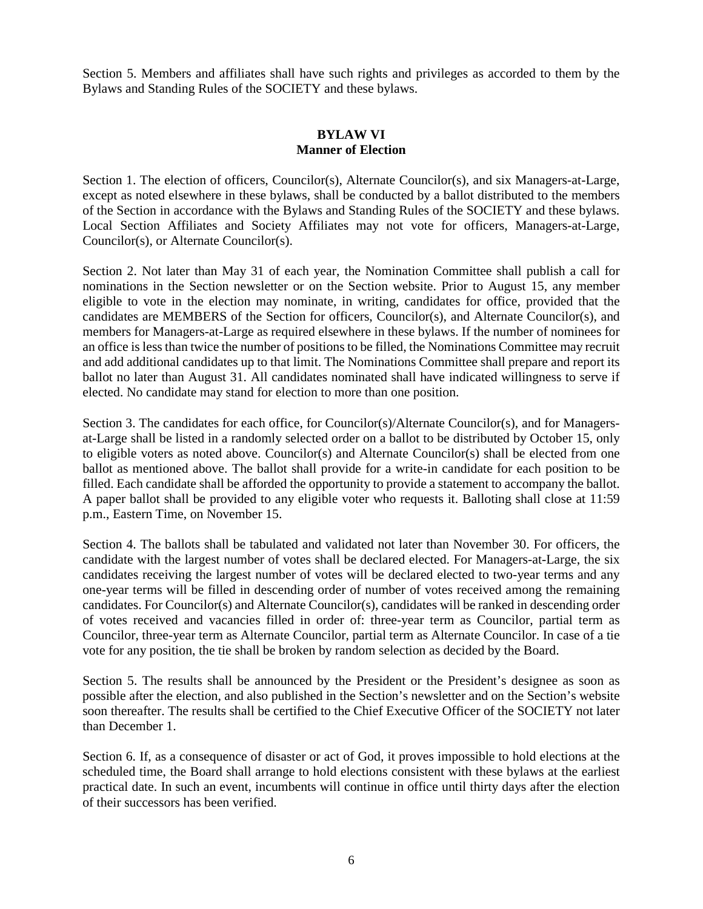Section 5. Members and affiliates shall have such rights and privileges as accorded to them by the Bylaws and Standing Rules of the SOCIETY and these bylaws.

## BYLAW VI
## Manner of Election

Section 1. The election of officers, Councilor(s), Alternate Councilor(s), and six Managers-at-Large, except as noted elsewhere in these bylaws, shall be conducted by a ballot distributed to the members of the Section in accordance with the Bylaws and Standing Rules of the SOCIETY and these bylaws. Local Section Affiliates and Society Affiliates may not vote for officers, Managers-at-Large, Councilor(s), or Alternate Councilor(s).

Section 2. Not later than May 31 of each year, the Nomination Committee shall publish a call for nominations in the Section newsletter or on the Section website. Prior to August 15, any member eligible to vote in the election may nominate, in writing, candidates for office, provided that the candidates are MEMBERS of the Section for officers, Councilor(s), and Alternate Councilor(s), and members for Managers-at-Large as required elsewhere in these bylaws. If the number of nominees for an office is less than twice the number of positions to be filled, the Nominations Committee may recruit and add additional candidates up to that limit. The Nominations Committee shall prepare and report its ballot no later than August 31. All candidates nominated shall have indicated willingness to serve if elected. No candidate may stand for election to more than one position.

Section 3. The candidates for each office, for Councilor(s)/Alternate Councilor(s), and for Managers-at-Large shall be listed in a randomly selected order on a ballot to be distributed by October 15, only to eligible voters as noted above. Councilor(s) and Alternate Councilor(s) shall be elected from one ballot as mentioned above. The ballot shall provide for a write-in candidate for each position to be filled. Each candidate shall be afforded the opportunity to provide a statement to accompany the ballot. A paper ballot shall be provided to any eligible voter who requests it. Balloting shall close at 11:59 p.m., Eastern Time, on November 15.

Section 4. The ballots shall be tabulated and validated not later than November 30. For officers, the candidate with the largest number of votes shall be declared elected. For Managers-at-Large, the six candidates receiving the largest number of votes will be declared elected to two-year terms and any one-year terms will be filled in descending order of number of votes received among the remaining candidates. For Councilor(s) and Alternate Councilor(s), candidates will be ranked in descending order of votes received and vacancies filled in order of: three-year term as Councilor, partial term as Councilor, three-year term as Alternate Councilor, partial term as Alternate Councilor. In case of a tie vote for any position, the tie shall be broken by random selection as decided by the Board.

Section 5. The results shall be announced by the President or the President's designee as soon as possible after the election, and also published in the Section's newsletter and on the Section's website soon thereafter. The results shall be certified to the Chief Executive Officer of the SOCIETY not later than December 1.

Section 6. If, as a consequence of disaster or act of God, it proves impossible to hold elections at the scheduled time, the Board shall arrange to hold elections consistent with these bylaws at the earliest practical date. In such an event, incumbents will continue in office until thirty days after the election of their successors has been verified.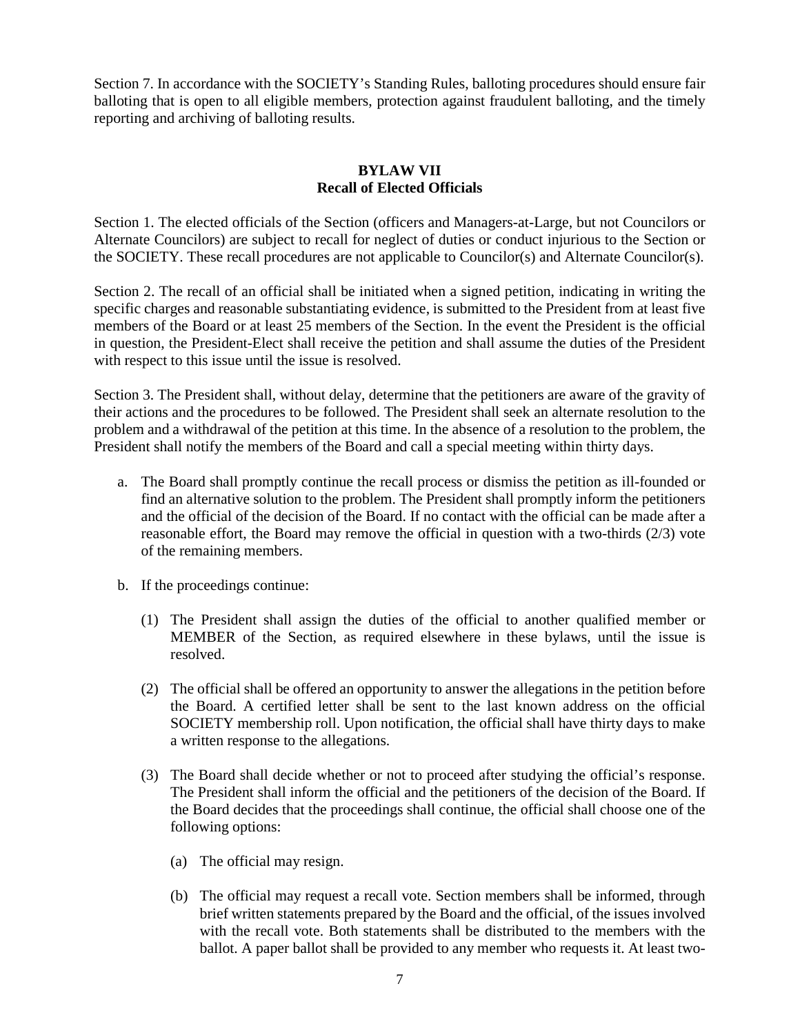Section 7. In accordance with the SOCIETY's Standing Rules, balloting procedures should ensure fair balloting that is open to all eligible members, protection against fraudulent balloting, and the timely reporting and archiving of balloting results.

## BYLAW VII
## Recall of Elected Officials

Section 1. The elected officials of the Section (officers and Managers-at-Large, but not Councilors or Alternate Councilors) are subject to recall for neglect of duties or conduct injurious to the Section or the SOCIETY. These recall procedures are not applicable to Councilor(s) and Alternate Councilor(s).

Section 2. The recall of an official shall be initiated when a signed petition, indicating in writing the specific charges and reasonable substantiating evidence, is submitted to the President from at least five members of the Board or at least 25 members of the Section. In the event the President is the official in question, the President-Elect shall receive the petition and shall assume the duties of the President with respect to this issue until the issue is resolved.

Section 3. The President shall, without delay, determine that the petitioners are aware of the gravity of their actions and the procedures to be followed. The President shall seek an alternate resolution to the problem and a withdrawal of the petition at this time. In the absence of a resolution to the problem, the President shall notify the members of the Board and call a special meeting within thirty days.

a. The Board shall promptly continue the recall process or dismiss the petition as ill-founded or find an alternative solution to the problem. The President shall promptly inform the petitioners and the official of the decision of the Board. If no contact with the official can be made after a reasonable effort, the Board may remove the official in question with a two-thirds (2/3) vote of the remaining members.

b. If the proceedings continue:

   (1) The President shall assign the duties of the official to another qualified member or MEMBER of the Section, as required elsewhere in these bylaws, until the issue is resolved.

   (2) The official shall be offered an opportunity to answer the allegations in the petition before the Board. A certified letter shall be sent to the last known address on the official SOCIETY membership roll. Upon notification, the official shall have thirty days to make a written response to the allegations.

   (3) The Board shall decide whether or not to proceed after studying the official's response. The President shall inform the official and the petitioners of the decision of the Board. If the Board decides that the proceedings shall continue, the official shall choose one of the following options:

      (a) The official may resign.

      (b) The official may request a recall vote. Section members shall be informed, through brief written statements prepared by the Board and the official, of the issues involved with the recall vote. Both statements shall be distributed to the members with the ballot. A paper ballot shall be provided to any member who requests it. At least two-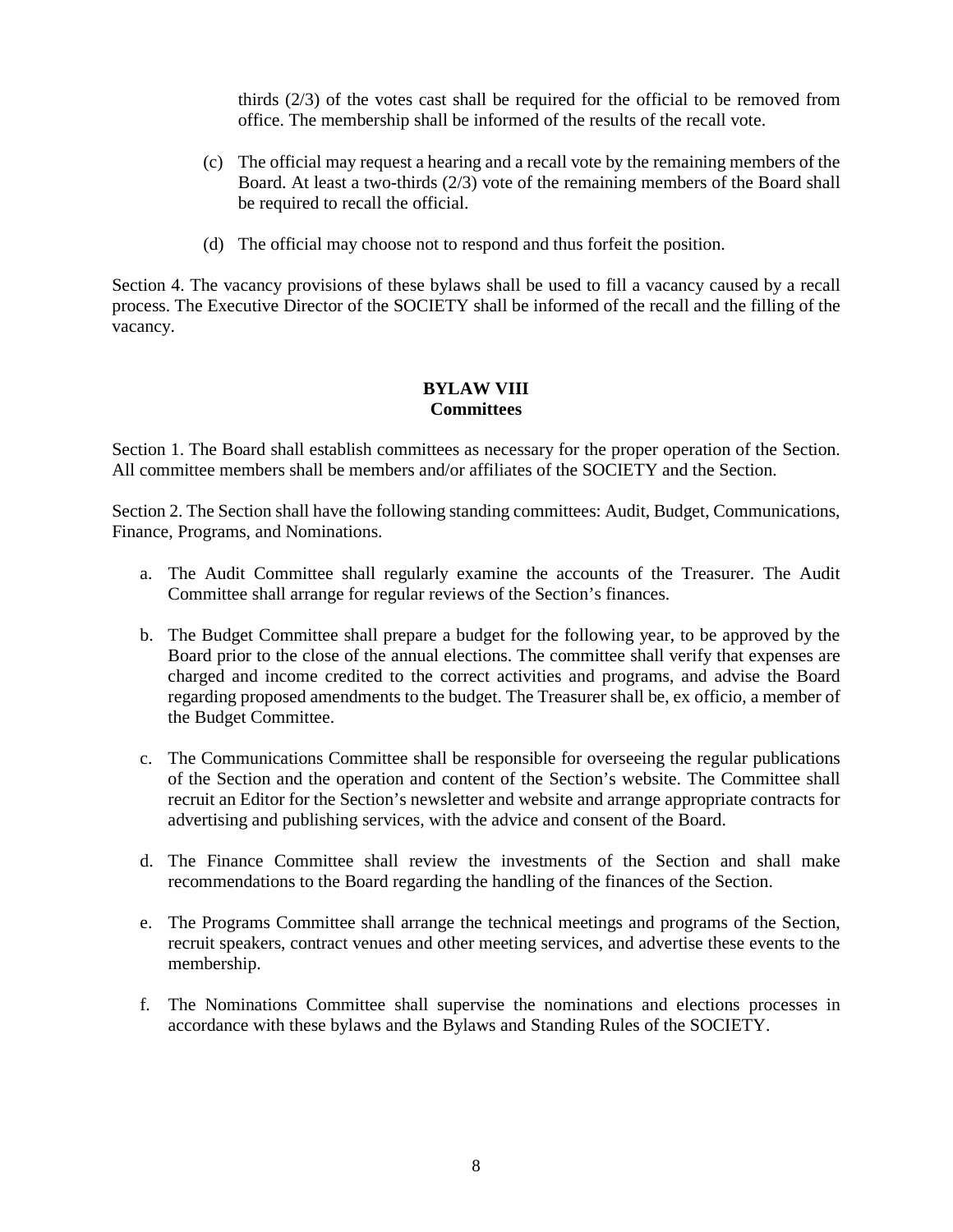thirds (2/3) of the votes cast shall be required for the official to be removed from office. The membership shall be informed of the results of the recall vote.

(c) The official may request a hearing and a recall vote by the remaining members of the Board. At least a two-thirds (2/3) vote of the remaining members of the Board shall be required to recall the official.

(d) The official may choose not to respond and thus forfeit the position.

Section 4. The vacancy provisions of these bylaws shall be used to fill a vacancy caused by a recall process. The Executive Director of the SOCIETY shall be informed of the recall and the filling of the vacancy.

## BYLAW VIII
## Committees

Section 1. The Board shall establish committees as necessary for the proper operation of the Section. All committee members shall be members and/or affiliates of the SOCIETY and the Section.

Section 2. The Section shall have the following standing committees: Audit, Budget, Communications, Finance, Programs, and Nominations.

a. The Audit Committee shall regularly examine the accounts of the Treasurer. The Audit Committee shall arrange for regular reviews of the Section's finances.

b. The Budget Committee shall prepare a budget for the following year, to be approved by the Board prior to the close of the annual elections. The committee shall verify that expenses are charged and income credited to the correct activities and programs, and advise the Board regarding proposed amendments to the budget. The Treasurer shall be, ex officio, a member of the Budget Committee.

c. The Communications Committee shall be responsible for overseeing the regular publications of the Section and the operation and content of the Section's website. The Committee shall recruit an Editor for the Section's newsletter and website and arrange appropriate contracts for advertising and publishing services, with the advice and consent of the Board.

d. The Finance Committee shall review the investments of the Section and shall make recommendations to the Board regarding the handling of the finances of the Section.

e. The Programs Committee shall arrange the technical meetings and programs of the Section, recruit speakers, contract venues and other meeting services, and advertise these events to the membership.

f. The Nominations Committee shall supervise the nominations and elections processes in accordance with these bylaws and the Bylaws and Standing Rules of the SOCIETY.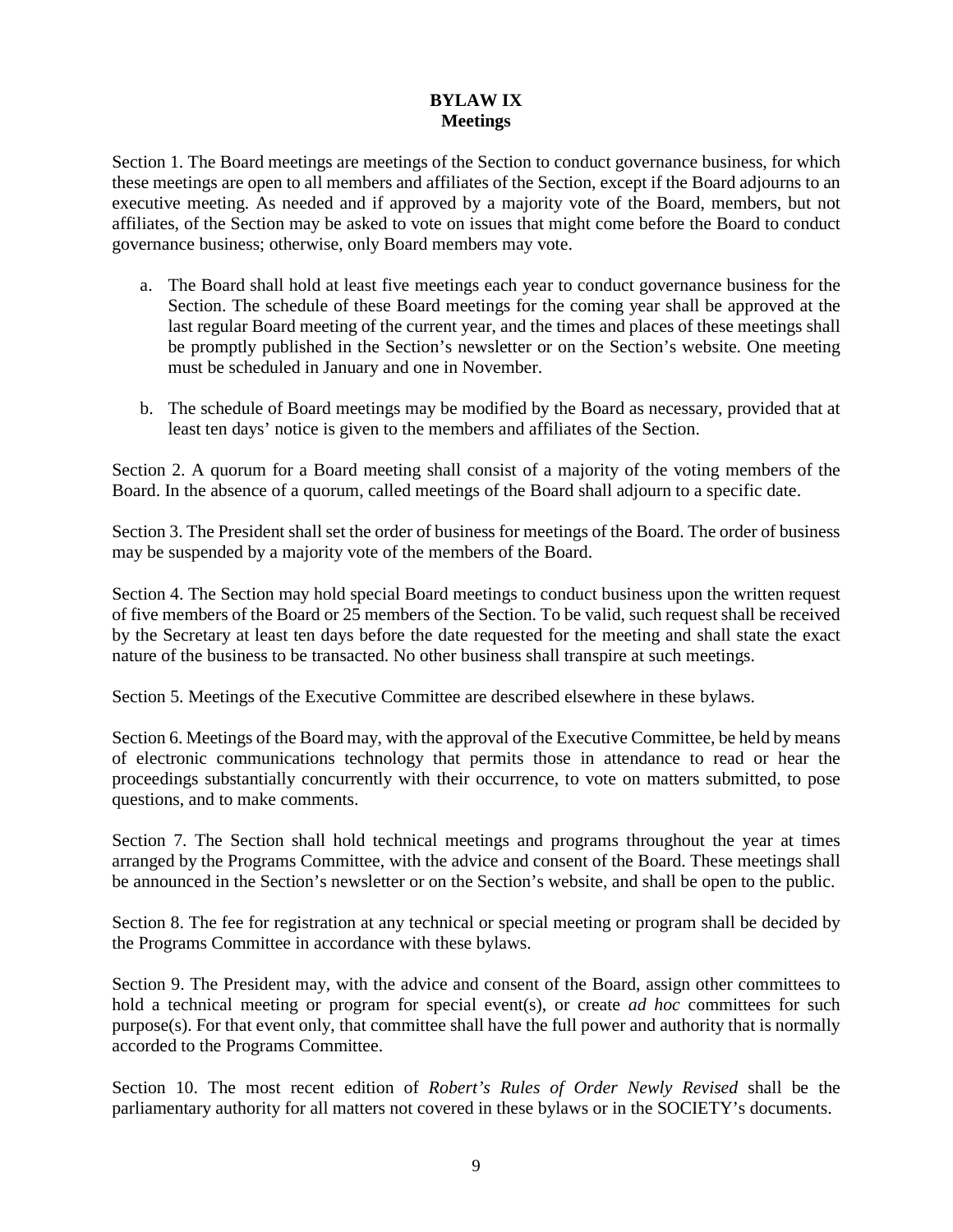# BYLAW IX
## Meetings

Section 1. The Board meetings are meetings of the Section to conduct governance business, for which these meetings are open to all members and affiliates of the Section, except if the Board adjourns to an executive meeting. As needed and if approved by a majority vote of the Board, members, but not affiliates, of the Section may be asked to vote on issues that might come before the Board to conduct governance business; otherwise, only Board members may vote.

a. The Board shall hold at least five meetings each year to conduct governance business for the Section. The schedule of these Board meetings for the coming year shall be approved at the last regular Board meeting of the current year, and the times and places of these meetings shall be promptly published in the Section's newsletter or on the Section's website. One meeting must be scheduled in January and one in November.

b. The schedule of Board meetings may be modified by the Board as necessary, provided that at least ten days' notice is given to the members and affiliates of the Section.

Section 2. A quorum for a Board meeting shall consist of a majority of the voting members of the Board. In the absence of a quorum, called meetings of the Board shall adjourn to a specific date.

Section 3. The President shall set the order of business for meetings of the Board. The order of business may be suspended by a majority vote of the members of the Board.

Section 4. The Section may hold special Board meetings to conduct business upon the written request of five members of the Board or 25 members of the Section. To be valid, such request shall be received by the Secretary at least ten days before the date requested for the meeting and shall state the exact nature of the business to be transacted. No other business shall transpire at such meetings.

Section 5. Meetings of the Executive Committee are described elsewhere in these bylaws.

Section 6. Meetings of the Board may, with the approval of the Executive Committee, be held by means of electronic communications technology that permits those in attendance to read or hear the proceedings substantially concurrently with their occurrence, to vote on matters submitted, to pose questions, and to make comments.

Section 7. The Section shall hold technical meetings and programs throughout the year at times arranged by the Programs Committee, with the advice and consent of the Board. These meetings shall be announced in the Section's newsletter or on the Section's website, and shall be open to the public.

Section 8. The fee for registration at any technical or special meeting or program shall be decided by the Programs Committee in accordance with these bylaws.

Section 9. The President may, with the advice and consent of the Board, assign other committees to hold a technical meeting or program for special event(s), or create *ad hoc* committees for such purpose(s). For that event only, that committee shall have the full power and authority that is normally accorded to the Programs Committee.

Section 10. The most recent edition of *Robert's Rules of Order Newly Revised* shall be the parliamentary authority for all matters not covered in these bylaws or in the SOCIETY's documents.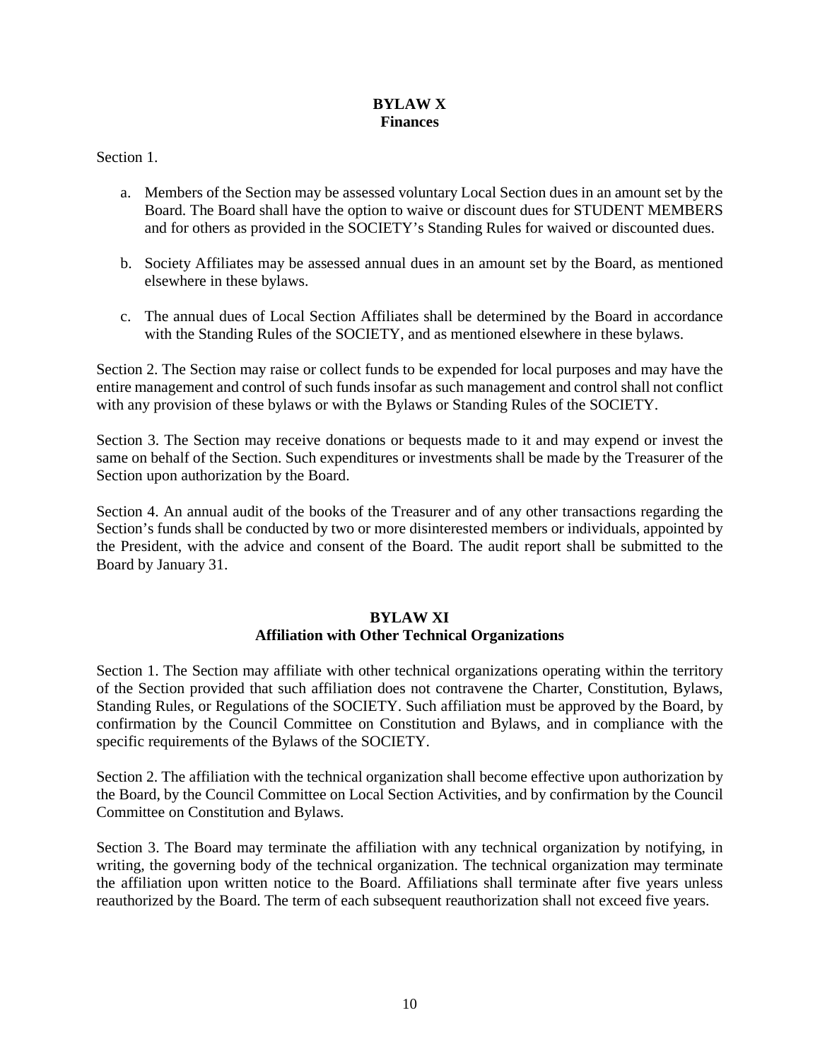# BYLAW X
## Finances

Section 1.

a. Members of the Section may be assessed voluntary Local Section dues in an amount set by the Board. The Board shall have the option to waive or discount dues for STUDENT MEMBERS and for others as provided in the SOCIETY's Standing Rules for waived or discounted dues.

b. Society Affiliates may be assessed annual dues in an amount set by the Board, as mentioned elsewhere in these bylaws.

c. The annual dues of Local Section Affiliates shall be determined by the Board in accordance with the Standing Rules of the SOCIETY, and as mentioned elsewhere in these bylaws.

Section 2. The Section may raise or collect funds to be expended for local purposes and may have the entire management and control of such funds insofar as such management and control shall not conflict with any provision of these bylaws or with the Bylaws or Standing Rules of the SOCIETY.

Section 3. The Section may receive donations or bequests made to it and may expend or invest the same on behalf of the Section. Such expenditures or investments shall be made by the Treasurer of the Section upon authorization by the Board.

Section 4. An annual audit of the books of the Treasurer and of any other transactions regarding the Section's funds shall be conducted by two or more disinterested members or individuals, appointed by the President, with the advice and consent of the Board. The audit report shall be submitted to the Board by January 31.

# BYLAW XI
## Affiliation with Other Technical Organizations

Section 1. The Section may affiliate with other technical organizations operating within the territory of the Section provided that such affiliation does not contravene the Charter, Constitution, Bylaws, Standing Rules, or Regulations of the SOCIETY. Such affiliation must be approved by the Board, by confirmation by the Council Committee on Constitution and Bylaws, and in compliance with the specific requirements of the Bylaws of the SOCIETY.

Section 2. The affiliation with the technical organization shall become effective upon authorization by the Board, by the Council Committee on Local Section Activities, and by confirmation by the Council Committee on Constitution and Bylaws.

Section 3. The Board may terminate the affiliation with any technical organization by notifying, in writing, the governing body of the technical organization. The technical organization may terminate the affiliation upon written notice to the Board. Affiliations shall terminate after five years unless reauthorized by the Board. The term of each subsequent reauthorization shall not exceed five years.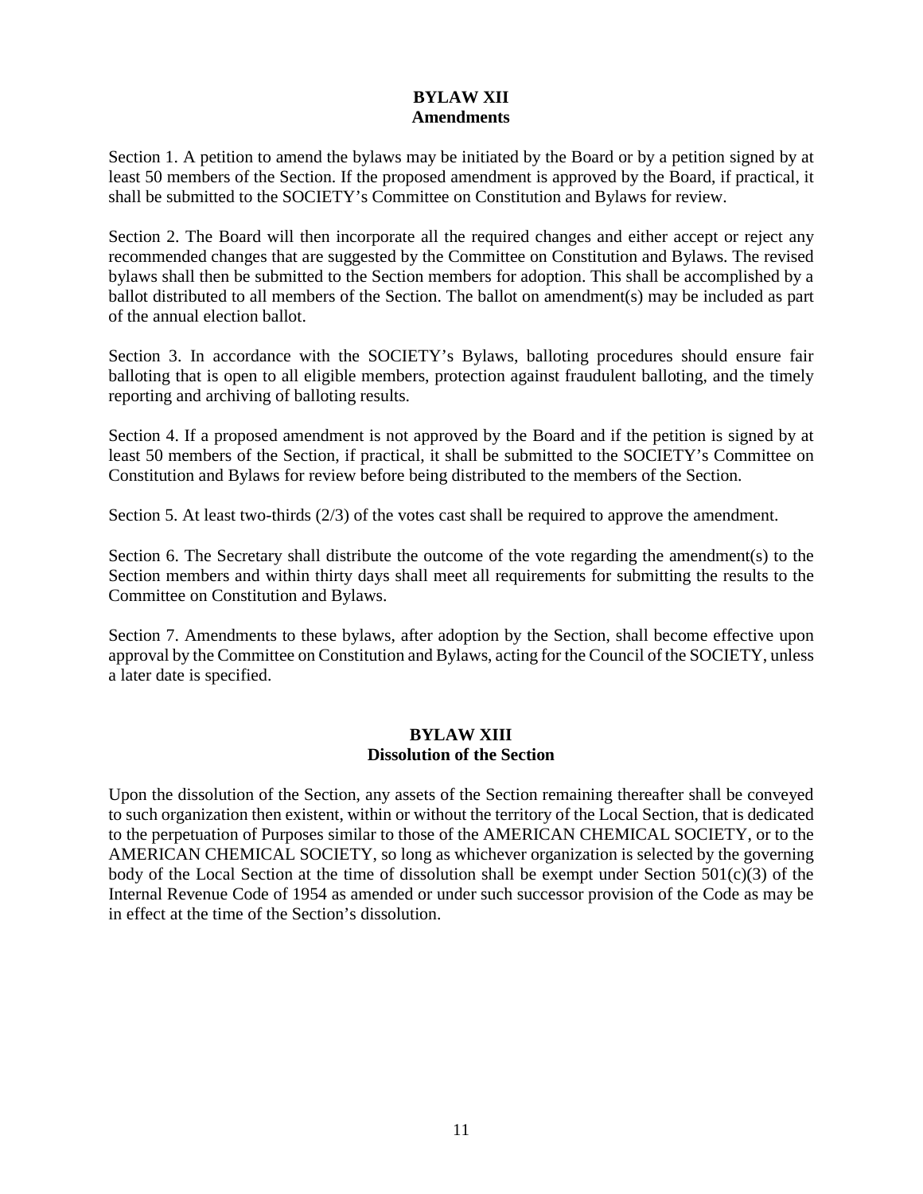**BYLAW XII**
**Amendments**

Section 1. A petition to amend the bylaws may be initiated by the Board or by a petition signed by at least 50 members of the Section. If the proposed amendment is approved by the Board, if practical, it shall be submitted to the SOCIETY's Committee on Constitution and Bylaws for review.

Section 2. The Board will then incorporate all the required changes and either accept or reject any recommended changes that are suggested by the Committee on Constitution and Bylaws. The revised bylaws shall then be submitted to the Section members for adoption. This shall be accomplished by a ballot distributed to all members of the Section. The ballot on amendment(s) may be included as part of the annual election ballot.

Section 3. In accordance with the SOCIETY's Bylaws, balloting procedures should ensure fair balloting that is open to all eligible members, protection against fraudulent balloting, and the timely reporting and archiving of balloting results.

Section 4. If a proposed amendment is not approved by the Board and if the petition is signed by at least 50 members of the Section, if practical, it shall be submitted to the SOCIETY's Committee on Constitution and Bylaws for review before being distributed to the members of the Section.

Section 5. At least two-thirds (2/3) of the votes cast shall be required to approve the amendment.

Section 6. The Secretary shall distribute the outcome of the vote regarding the amendment(s) to the Section members and within thirty days shall meet all requirements for submitting the results to the Committee on Constitution and Bylaws.

Section 7. Amendments to these bylaws, after adoption by the Section, shall become effective upon approval by the Committee on Constitution and Bylaws, acting for the Council of the SOCIETY, unless a later date is specified.

**BYLAW XIII**
**Dissolution of the Section**

Upon the dissolution of the Section, any assets of the Section remaining thereafter shall be conveyed to such organization then existent, within or without the territory of the Local Section, that is dedicated to the perpetuation of Purposes similar to those of the AMERICAN CHEMICAL SOCIETY, or to the AMERICAN CHEMICAL SOCIETY, so long as whichever organization is selected by the governing body of the Local Section at the time of dissolution shall be exempt under Section 501(c)(3) of the Internal Revenue Code of 1954 as amended or under such successor provision of the Code as may be in effect at the time of the Section's dissolution.